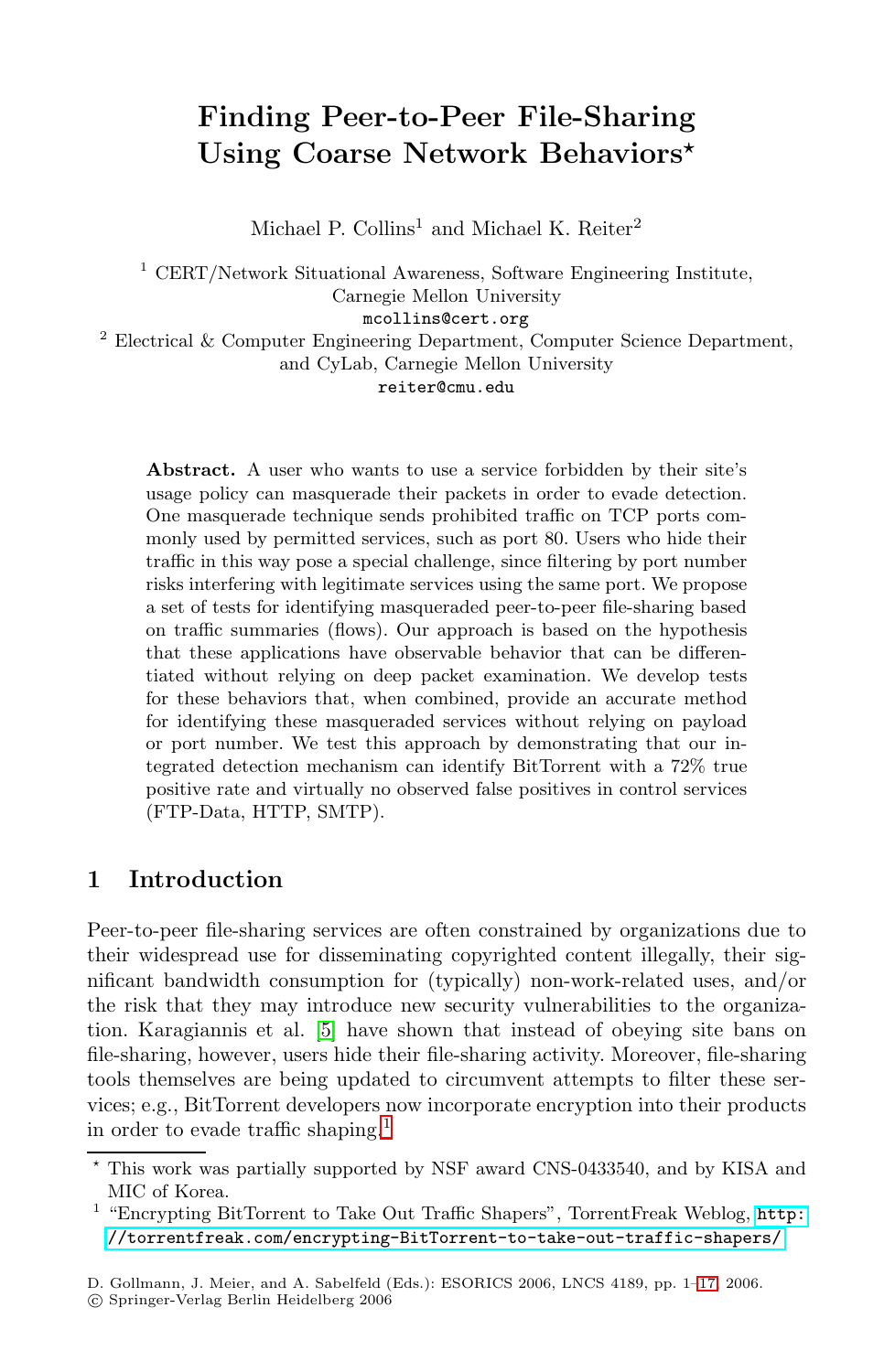# Finding Peer-to-Peer File-Sharing Using Coarse Network Behaviors*

Michael P. Collins[1] and Michael K. Reiter[2]

[1] CERT/Network Situational Awareness, Software Engineering Institute, Carnegie Mellon University
mcollins@cert.org

[2] Electrical & Computer Engineering Department, Computer Science Department, and CyLab, Carnegie Mellon University
reiter@cmu.edu

**Abstract.** A user who wants to use a service forbidden by their site's usage policy can masquerade their packets in order to evade detection. One masquerade technique sends prohibited traffic on TCP ports commonly used by permitted services, such as port 80. Users who hide their traffic in this way pose a special challenge, since filtering by port number risks interfering with legitimate services using the same port. We propose a set of tests for identifying masqueraded peer-to-peer file-sharing based on traffic summaries (flows). Our approach is based on the hypothesis that these applications have observable behavior that can be differentiated without relying on deep packet examination. We develop tests for these behaviors that, when combined, provide an accurate method for identifying these masqueraded services without relying on payload or port number. We test this approach by demonstrating that our integrated detection mechanism can identify BitTorrent with a 72% true positive rate and virtually no observed false positives in control services (FTP-Data, HTTP, SMTP).

## 1 Introduction

Peer-to-peer file-sharing services are often constrained by organizations due to their widespread use for disseminating copyrighted content illegally, their significant bandwidth consumption for (typically) non-work-related uses, and/or the risk that they may introduce new security vulnerabilities to the organization. Karagiannis et al. [5] have shown that instead of obeying site bans on file-sharing, however, users hide their file-sharing activity. Moreover, file-sharing tools themselves are being updated to circumvent attempts to filter these services; e.g., BitTorrent developers now incorporate encryption into their products in order to evade traffic shaping.[1]

* This work was partially supported by NSF award CNS-0433540, and by KISA and MIC of Korea.

[1] "Encrypting BitTorrent to Take Out Traffic Shapers", TorrentFreak Weblog, http://torrentfreak.com/encrypting-BitTorrent-to-take-out-traffic-shapers/

D. Gollmann, J. Meier, and A. Sabelfeld (Eds.): ESORICS 2006, LNCS 4189, pp. 1–17, 2006.
© Springer-Verlag Berlin Heidelberg 2006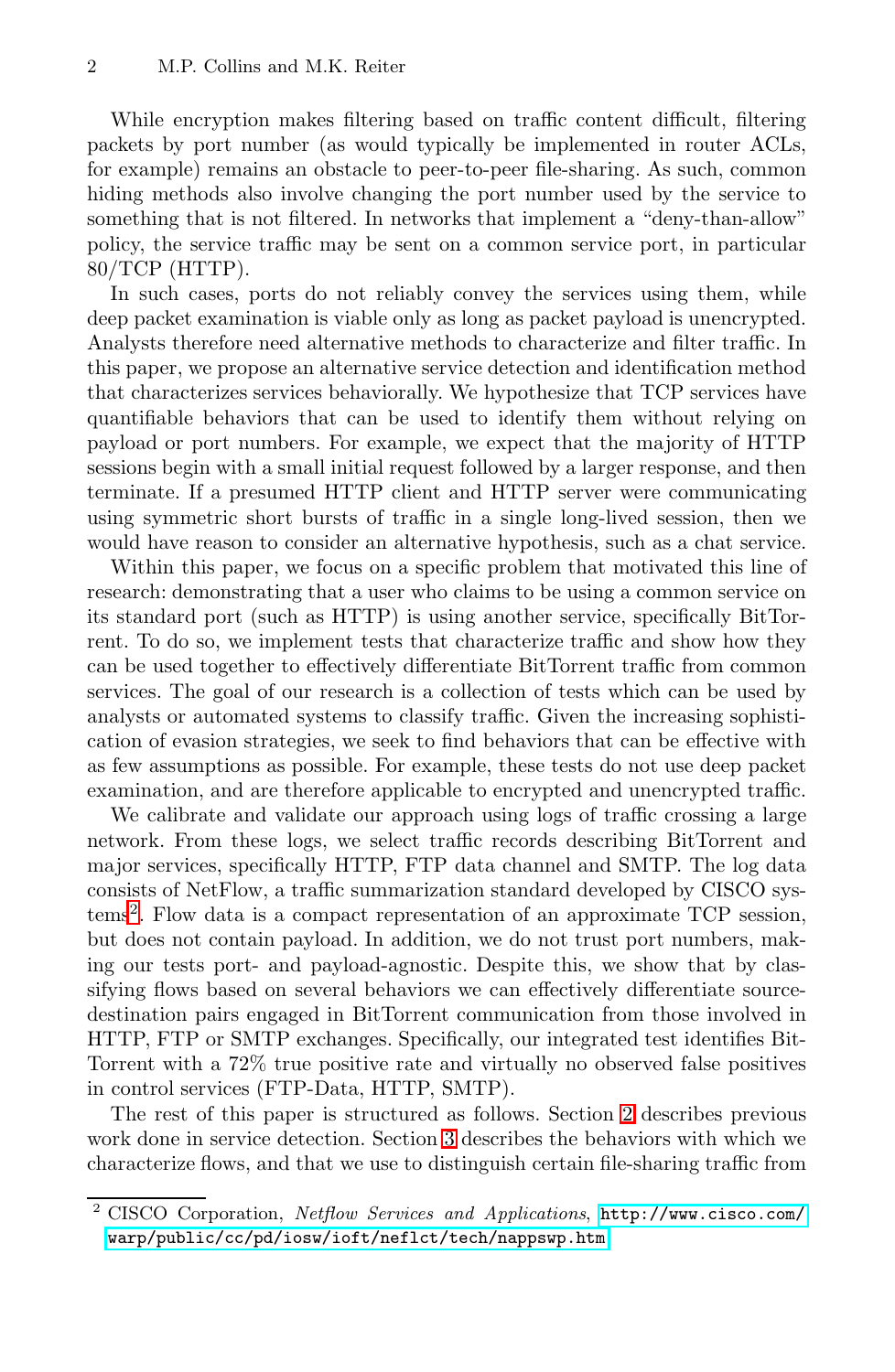While encryption makes filtering based on traffic content difficult, filtering packets by port number (as would typically be implemented in router ACLs, for example) remains an obstacle to peer-to-peer file-sharing. As such, common hiding methods also involve changing the port number used by the service to something that is not filtered. In networks that implement a "deny-than-allow" policy, the service traffic may be sent on a common service port, in particular 80/TCP (HTTP).

In such cases, ports do not reliably convey the services using them, while deep packet examination is viable only as long as packet payload is unencrypted. Analysts therefore need alternative methods to characterize and filter traffic. In this paper, we propose an alternative service detection and identification method that characterizes services behaviorally. We hypothesize that TCP services have quantifiable behaviors that can be used to identify them without relying on payload or port numbers. For example, we expect that the majority of HTTP sessions begin with a small initial request followed by a larger response, and then terminate. If a presumed HTTP client and HTTP server were communicating using symmetric short bursts of traffic in a single long-lived session, then we would have reason to consider an alternative hypothesis, such as a chat service.

Within this paper, we focus on a specific problem that motivated this line of research: demonstrating that a user who claims to be using a common service on its standard port (such as HTTP) is using another service, specifically BitTorrent. To do so, we implement tests that characterize traffic and show how they can be used together to effectively differentiate BitTorrent traffic from common services. The goal of our research is a collection of tests which can be used by analysts or automated systems to classify traffic. Given the increasing sophistication of evasion strategies, we seek to find behaviors that can be effective with as few assumptions as possible. For example, these tests do not use deep packet examination, and are therefore applicable to encrypted and unencrypted traffic.

We calibrate and validate our approach using logs of traffic crossing a large network. From these logs, we select traffic records describing BitTorrent and major services, specifically HTTP, FTP data channel and SMTP. The log data consists of NetFlow, a traffic summarization standard developed by CISCO systems[2]. Flow data is a compact representation of an approximate TCP session, but does not contain payload. In addition, we do not trust port numbers, making our tests port- and payload-agnostic. Despite this, we show that by classifying flows based on several behaviors we can effectively differentiate source-destination pairs engaged in BitTorrent communication from those involved in HTTP, FTP or SMTP exchanges. Specifically, our integrated test identifies BitTorrent with a 72% true positive rate and virtually no observed false positives in control services (FTP-Data, HTTP, SMTP).

The rest of this paper is structured as follows. Section 2 describes previous work done in service detection. Section 3 describes the behaviors with which we characterize flows, and that we use to distinguish certain file-sharing traffic from

---

[2] CISCO Corporation, *Netflow Services and Applications*, http://www.cisco.com/warp/public/cc/pd/iosw/ioft/neflct/tech/nappswp.htm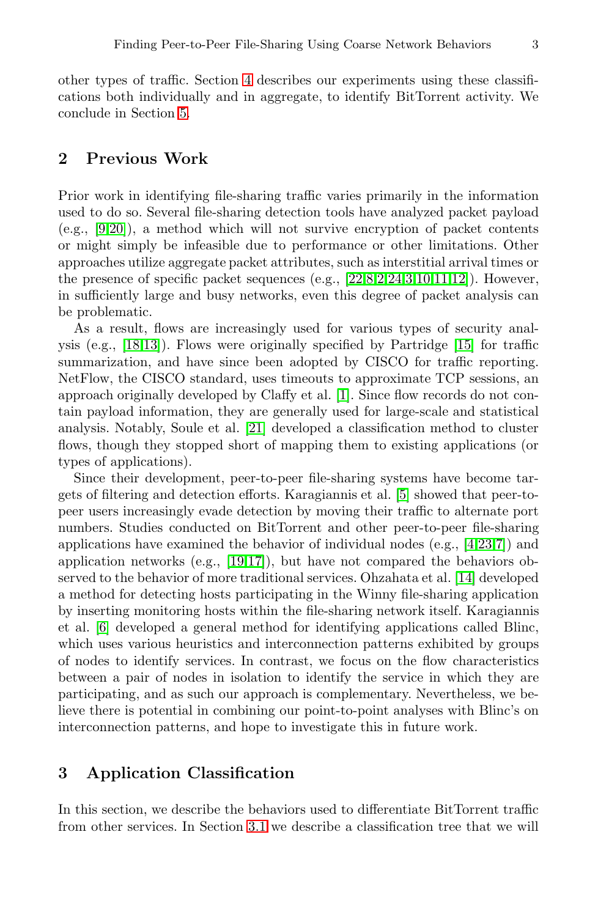other types of traffic. Section 4 describes our experiments using these classifications both individually and in aggregate, to identify BitTorrent activity. We conclude in Section 5.

## 2 Previous Work

Prior work in identifying file-sharing traffic varies primarily in the information used to do so. Several file-sharing detection tools have analyzed packet payload (e.g., [9,20]), a method which will not survive encryption of packet contents or might simply be infeasible due to performance or other limitations. Other approaches utilize aggregate packet attributes, such as interstitial arrival times or the presence of specific packet sequences (e.g., [22,8,2,24,3,10,11,12]). However, in sufficiently large and busy networks, even this degree of packet analysis can be problematic.

As a result, flows are increasingly used for various types of security analysis (e.g., [18,13]). Flows were originally specified by Partridge [15] for traffic summarization, and have since been adopted by CISCO for traffic reporting. NetFlow, the CISCO standard, uses timeouts to approximate TCP sessions, an approach originally developed by Claffy et al. [1]. Since flow records do not contain payload information, they are generally used for large-scale and statistical analysis. Notably, Soule et al. [21] developed a classification method to cluster flows, though they stopped short of mapping them to existing applications (or types of applications).

Since their development, peer-to-peer file-sharing systems have become targets of filtering and detection efforts. Karagiannis et al. [5] showed that peer-to-peer users increasingly evade detection by moving their traffic to alternate port numbers. Studies conducted on BitTorrent and other peer-to-peer file-sharing applications have examined the behavior of individual nodes (e.g., [4,23,7]) and application networks (e.g., [19,17]), but have not compared the behaviors observed to the behavior of more traditional services. Ohzahata et al. [14] developed a method for detecting hosts participating in the Winny file-sharing application by inserting monitoring hosts within the file-sharing network itself. Karagiannis et al. [6] developed a general method for identifying applications called Blinc, which uses various heuristics and interconnection patterns exhibited by groups of nodes to identify services. In contrast, we focus on the flow characteristics between a pair of nodes in isolation to identify the service in which they are participating, and as such our approach is complementary. Nevertheless, we believe there is potential in combining our point-to-point analyses with Blinc's on interconnection patterns, and hope to investigate this in future work.

## 3 Application Classification

In this section, we describe the behaviors used to differentiate BitTorrent traffic from other services. In Section 3.1 we describe a classification tree that we will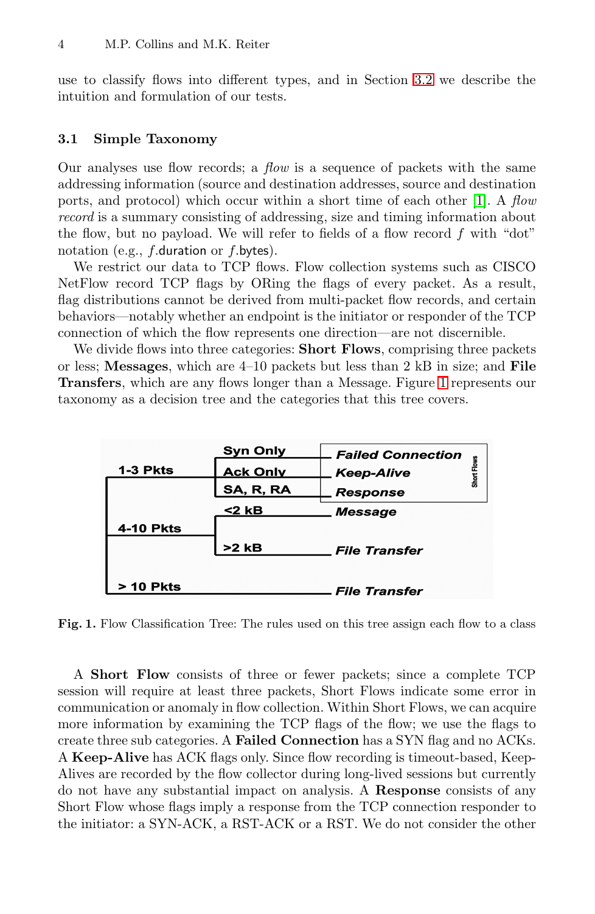use to classify flows into different types, and in Section 3.2 we describe the intuition and formulation of our tests.

### 3.1 Simple Taxonomy

Our analyses use flow records; a *flow* is a sequence of packets with the same addressing information (source and destination addresses, source and destination ports, and protocol) which occur within a short time of each other [1]. A *flow record* is a summary consisting of addressing, size and timing information about the flow, but no payload. We will refer to fields of a flow record $f$ with "dot" notation (e.g., $f$.duration or $f$.bytes).

We restrict our data to TCP flows. Flow collection systems such as CISCO NetFlow record TCP flags by ORing the flags of every packet. As a result, flag distributions cannot be derived from multi-packet flow records, and certain behaviors—notably whether an endpoint is the initiator or responder of the TCP connection of which the flow represents one direction—are not discernible.

We divide flows into three categories: **Short Flows**, comprising three packets or less; **Messages**, which are 4–10 packets but less than 2 kB in size; and **File Transfers**, which are any flows longer than a Message. Figure 1 represents our taxonomy as a decision tree and the categories that this tree covers.

| Packets | Condition | Class |
|---|---|---|
| 1-3 Pkts | Syn Only | Failed Connection (Short Flows) |
| | Ack Only | Keep-Alive (Short Flows) |
| | SA, R, RA | Response (Short Flows) |
| 4-10 Pkts | <2 kB | Message |
| | >2 kB | File Transfer |
| > 10 Pkts | | File Transfer |

**Fig. 1.** Flow Classification Tree: The rules used on this tree assign each flow to a class

A **Short Flow** consists of three or fewer packets; since a complete TCP session will require at least three packets, Short Flows indicate some error in communication or anomaly in flow collection. Within Short Flows, we can acquire more information by examining the TCP flags of the flow; we use the flags to create three sub categories. A **Failed Connection** has a SYN flag and no ACKs. A **Keep-Alive** has ACK flags only. Since flow recording is timeout-based, Keep-Alives are recorded by the flow collector during long-lived sessions but currently do not have any substantial impact on analysis. A **Response** consists of any Short Flow whose flags imply a response from the TCP connection responder to the initiator: a SYN-ACK, a RST-ACK or a RST. We do not consider the other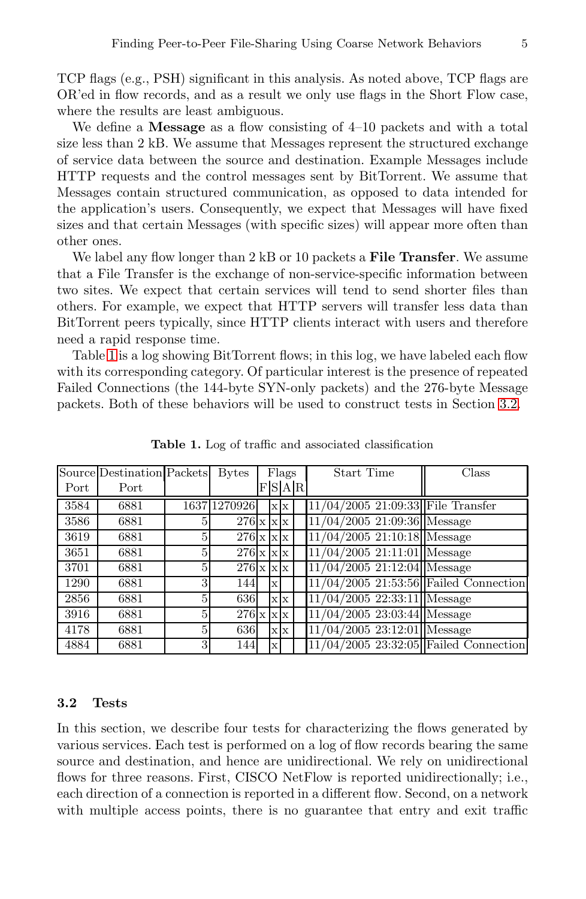TCP flags (e.g., PSH) significant in this analysis. As noted above, TCP flags are OR'ed in flow records, and as a result we only use flags in the Short Flow case, where the results are least ambiguous.

We define a **Message** as a flow consisting of 4–10 packets and with a total size less than 2 kB. We assume that Messages represent the structured exchange of service data between the source and destination. Example Messages include HTTP requests and the control messages sent by BitTorrent. We assume that Messages contain structured communication, as opposed to data intended for the application's users. Consequently, we expect that Messages will have fixed sizes and that certain Messages (with specific sizes) will appear more often than other ones.

We label any flow longer than 2 kB or 10 packets a **File Transfer**. We assume that a File Transfer is the exchange of non-service-specific information between two sites. We expect that certain services will tend to send shorter files than others. For example, we expect that HTTP servers will transfer less data than BitTorrent peers typically, since HTTP clients interact with users and therefore need a rapid response time.

Table 1 is a log showing BitTorrent flows; in this log, we have labeled each flow with its corresponding category. Of particular interest is the presence of repeated Failed Connections (the 144-byte SYN-only packets) and the 276-byte Message packets. Both of these behaviors will be used to construct tests in Section 3.2.

**Table 1.** Log of traffic and associated classification

| Source Port | Destination Port | Packets | Bytes | Flags | | | | Start Time | Class |
|---|---|---|---|---|---|---|---|---|---|
| | | | | F | S | A | R | | |
| 3584 | 6881 | 1637 | 1270926 | | x | x | | 11/04/2005 21:09:33 | File Transfer |
| 3586 | 6881 | 5 | 276 | x | x | x | | 11/04/2005 21:09:36 | Message |
| 3619 | 6881 | 5 | 276 | x | x | x | | 11/04/2005 21:10:18 | Message |
| 3651 | 6881 | 5 | 276 | x | x | x | | 11/04/2005 21:11:01 | Message |
| 3701 | 6881 | 5 | 276 | x | x | x | | 11/04/2005 21:12:04 | Message |
| 1290 | 6881 | 3 | 144 | | x | | | 11/04/2005 21:53:56 | Failed Connection |
| 2856 | 6881 | 5 | 636 | | x | x | | 11/04/2005 22:33:11 | Message |
| 3916 | 6881 | 5 | 276 | x | x | x | | 11/04/2005 23:03:44 | Message |
| 4178 | 6881 | 5 | 636 | | x | x | | 11/04/2005 23:12:01 | Message |
| 4884 | 6881 | 3 | 144 | | x | | | 11/04/2005 23:32:05 | Failed Connection |

### 3.2 Tests

In this section, we describe four tests for characterizing the flows generated by various services. Each test is performed on a log of flow records bearing the same source and destination, and hence are unidirectional. We rely on unidirectional flows for three reasons. First, CISCO NetFlow is reported unidirectionally; i.e., each direction of a connection is reported in a different flow. Second, on a network with multiple access points, there is no guarantee that entry and exit traffic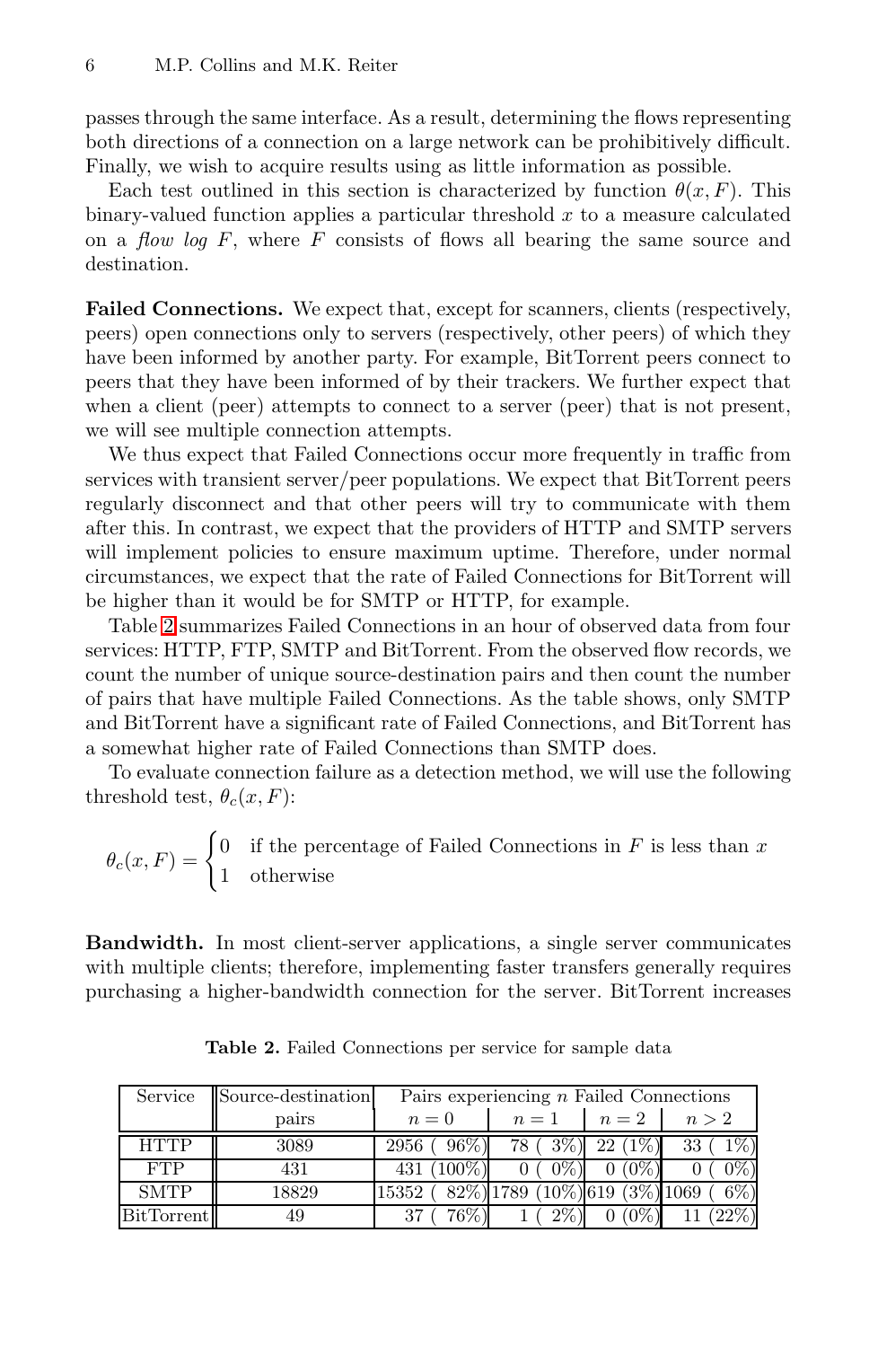passes through the same interface. As a result, determining the flows representing both directions of a connection on a large network can be prohibitively difficult. Finally, we wish to acquire results using as little information as possible.

Each test outlined in this section is characterized by function $\theta(x, F)$. This binary-valued function applies a particular threshold $x$ to a measure calculated on a *flow log* $F$, where $F$ consists of flows all bearing the same source and destination.

**Failed Connections.** We expect that, except for scanners, clients (respectively, peers) open connections only to servers (respectively, other peers) of which they have been informed by another party. For example, BitTorrent peers connect to peers that they have been informed of by their trackers. We further expect that when a client (peer) attempts to connect to a server (peer) that is not present, we will see multiple connection attempts.

We thus expect that Failed Connections occur more frequently in traffic from services with transient server/peer populations. We expect that BitTorrent peers regularly disconnect and that other peers will try to communicate with them after this. In contrast, we expect that the providers of HTTP and SMTP servers will implement policies to ensure maximum uptime. Therefore, under normal circumstances, we expect that the rate of Failed Connections for BitTorrent will be higher than it would be for SMTP or HTTP, for example.

Table 2 summarizes Failed Connections in an hour of observed data from four services: HTTP, FTP, SMTP and BitTorrent. From the observed flow records, we count the number of unique source-destination pairs and then count the number of pairs that have multiple Failed Connections. As the table shows, only SMTP and BitTorrent have a significant rate of Failed Connections, and BitTorrent has a somewhat higher rate of Failed Connections than SMTP does.

To evaluate connection failure as a detection method, we will use the following threshold test, $\theta_c(x, F)$:

$$\theta_c(x, F) = \begin{cases} 0 & \text{if the percentage of Failed Connections in } F \text{ is less than } x \\ 1 & \text{otherwise} \end{cases}$$

**Bandwidth.** In most client-server applications, a single server communicates with multiple clients; therefore, implementing faster transfers generally requires purchasing a higher-bandwidth connection for the server. BitTorrent increases

**Table 2.** Failed Connections per service for sample data

| Service | Source-destination pairs | Pairs experiencing $n$ Failed Connections | | | |
|---|---|---|---|---|---|
| | | $n = 0$ | $n = 1$ | $n = 2$ | $n > 2$ |
| HTTP | 3089 | 2956 ( 96%) | 78 ( 3%) | 22 (1%) | 33 ( 1%) |
| FTP | 431 | 431 (100%) | 0 ( 0%) | 0 (0%) | 0 ( 0%) |
| SMTP | 18829 | 15352 ( 82%) | 1789 (10%) | 619 (3%) | 1069 ( 6%) |
| BitTorrent | 49 | 37 ( 76%) | 1 ( 2%) | 0 (0%) | 11 (22%) |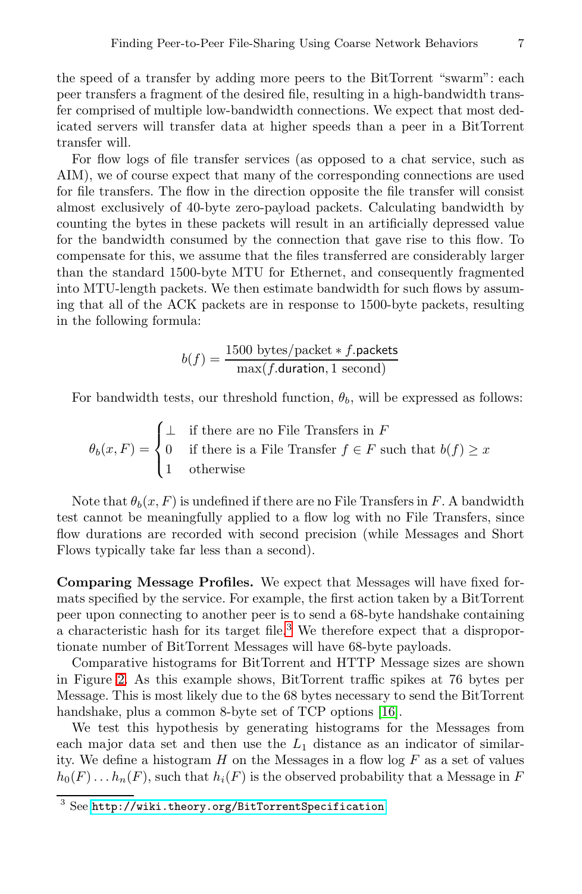the speed of a transfer by adding more peers to the BitTorrent "swarm": each peer transfers a fragment of the desired file, resulting in a high-bandwidth transfer comprised of multiple low-bandwidth connections. We expect that most dedicated servers will transfer data at higher speeds than a peer in a BitTorrent transfer will.

For flow logs of file transfer services (as opposed to a chat service, such as AIM), we of course expect that many of the corresponding connections are used for file transfers. The flow in the direction opposite the file transfer will consist almost exclusively of 40-byte zero-payload packets. Calculating bandwidth by counting the bytes in these packets will result in an artificially depressed value for the bandwidth consumed by the connection that gave rise to this flow. To compensate for this, we assume that the files transferred are considerably larger than the standard 1500-byte MTU for Ethernet, and consequently fragmented into MTU-length packets. We then estimate bandwidth for such flows by assuming that all of the ACK packets are in response to 1500-byte packets, resulting in the following formula:

$$b(f) = \frac{1500 \text{ bytes/packet} * f.\mathsf{packets}}{\max(f.\mathsf{duration}, 1 \text{ second})}$$

For bandwidth tests, our threshold function, $\theta_b$, will be expressed as follows:

$$\theta_b(x, F) = \begin{cases} \bot & \text{if there are no File Transfers in } F \\ 0 & \text{if there is a File Transfer } f \in F \text{ such that } b(f) \geq x \\ 1 & \text{otherwise} \end{cases}$$

Note that $\theta_b(x, F)$ is undefined if there are no File Transfers in $F$. A bandwidth test cannot be meaningfully applied to a flow log with no File Transfers, since flow durations are recorded with second precision (while Messages and Short Flows typically take far less than a second).

**Comparing Message Profiles.** We expect that Messages will have fixed formats specified by the service. For example, the first action taken by a BitTorrent peer upon connecting to another peer is to send a 68-byte handshake containing a characteristic hash for its target file.[3] We therefore expect that a disproportionate number of BitTorrent Messages will have 68-byte payloads.

Comparative histograms for BitTorrent and HTTP Message sizes are shown in Figure 2. As this example shows, BitTorrent traffic spikes at 76 bytes per Message. This is most likely due to the 68 bytes necessary to send the BitTorrent handshake, plus a common 8-byte set of TCP options [16].

We test this hypothesis by generating histograms for the Messages from each major data set and then use the $L_1$ distance as an indicator of similarity. We define a histogram $H$ on the Messages in a flow log $F$ as a set of values $h_0(F) \ldots h_n(F)$, such that $h_i(F)$ is the observed probability that a Message in $F$

[3] See http://wiki.theory.org/BitTorrentSpecification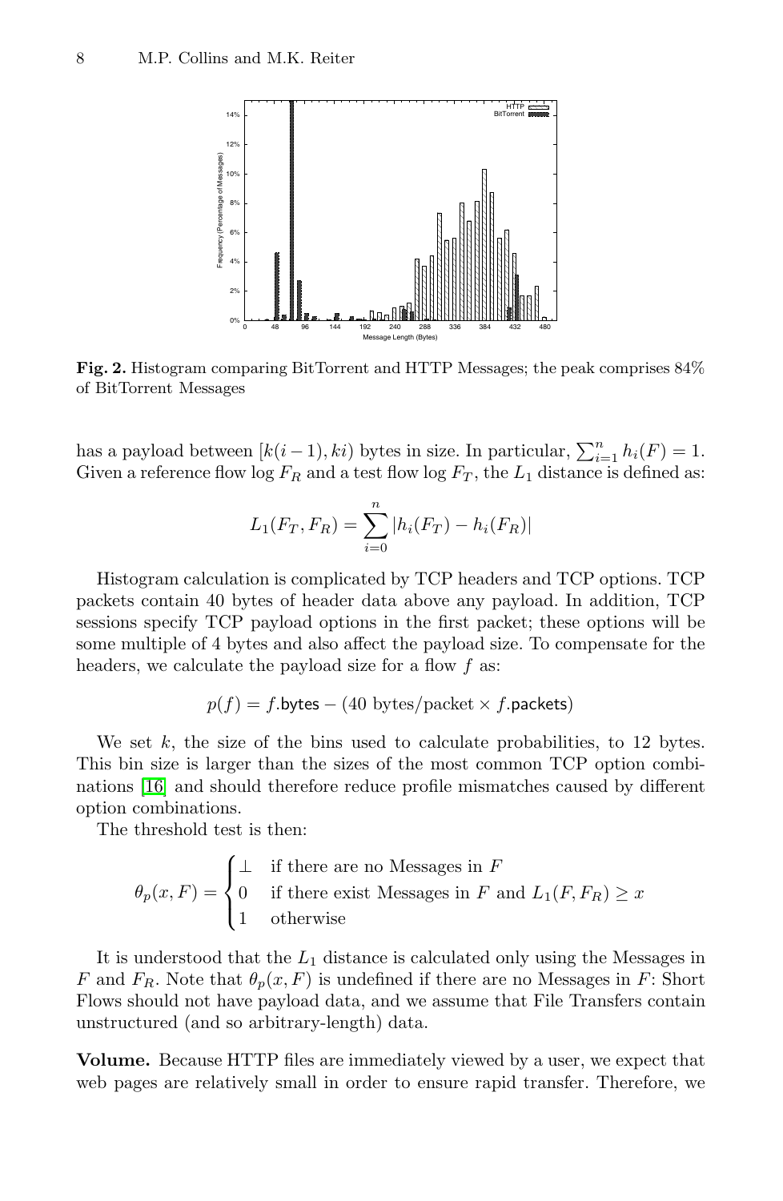**Fig. 2.** Histogram comparing BitTorrent and HTTP Messages; the peak comprises 84% of BitTorrent Messages

has a payload between $[k(i-1), ki)$ bytes in size. In particular, $\sum_{i=1}^{n} h_i(F) = 1$. Given a reference flow log $F_R$ and a test flow log $F_T$, the $L_1$ distance is defined as:

$$L_1(F_T, F_R) = \sum_{i=0}^{n} |h_i(F_T) - h_i(F_R)|$$

Histogram calculation is complicated by TCP headers and TCP options. TCP packets contain 40 bytes of header data above any payload. In addition, TCP sessions specify TCP payload options in the first packet; these options will be some multiple of 4 bytes and also affect the payload size. To compensate for the headers, we calculate the payload size for a flow $f$ as:

$$p(f) = f.\mathsf{bytes} - (40 \text{ bytes/packet} \times f.\mathsf{packets})$$

We set $k$, the size of the bins used to calculate probabilities, to 12 bytes. This bin size is larger than the sizes of the most common TCP option combinations [16] and should therefore reduce profile mismatches caused by different option combinations.

The threshold test is then:

$$\theta_p(x, F) = \begin{cases} \perp & \text{if there are no Messages in } F \\ 0 & \text{if there exist Messages in } F \text{ and } L_1(F, F_R) \geq x \\ 1 & \text{otherwise} \end{cases}$$

It is understood that the $L_1$ distance is calculated only using the Messages in $F$ and $F_R$. Note that $\theta_p(x, F)$ is undefined if there are no Messages in $F$: Short Flows should not have payload data, and we assume that File Transfers contain unstructured (and so arbitrary-length) data.

**Volume.** Because HTTP files are immediately viewed by a user, we expect that web pages are relatively small in order to ensure rapid transfer. Therefore, we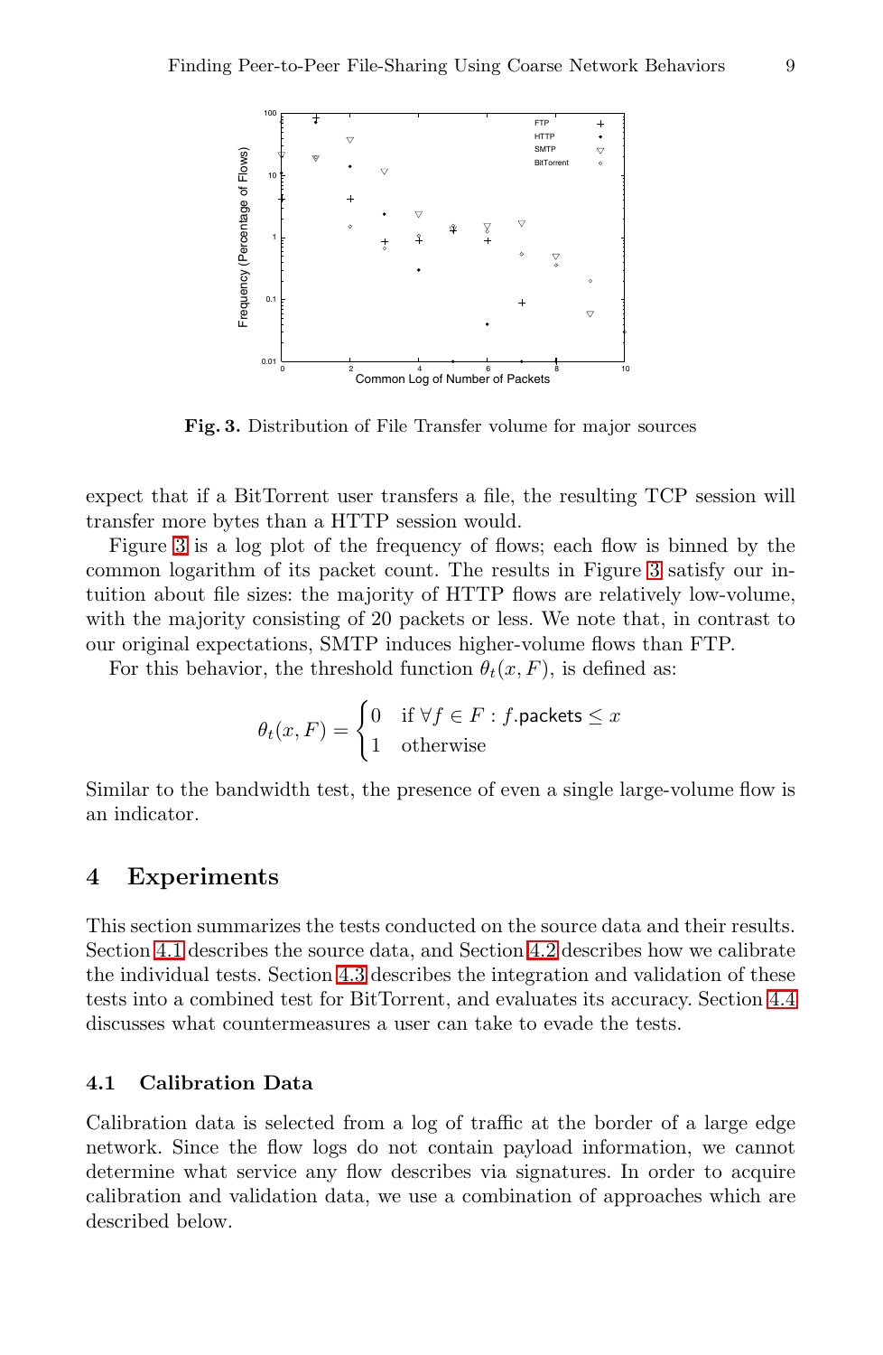Fig. 3. Distribution of File Transfer volume for major sources

expect that if a BitTorrent user transfers a file, the resulting TCP session will transfer more bytes than a HTTP session would.

Figure 3 is a log plot of the frequency of flows; each flow is binned by the common logarithm of its packet count. The results in Figure 3 satisfy our intuition about file sizes: the majority of HTTP flows are relatively low-volume, with the majority consisting of 20 packets or less. We note that, in contrast to our original expectations, SMTP induces higher-volume flows than FTP.

For this behavior, the threshold function $\theta_t(x, F)$, is defined as:

$$\theta_t(x, F) = \begin{cases} 0 & \text{if } \forall f \in F : f.\mathsf{packets} \leq x \\ 1 & \text{otherwise} \end{cases}$$

Similar to the bandwidth test, the presence of even a single large-volume flow is an indicator.

## 4 Experiments

This section summarizes the tests conducted on the source data and their results. Section 4.1 describes the source data, and Section 4.2 describes how we calibrate the individual tests. Section 4.3 describes the integration and validation of these tests into a combined test for BitTorrent, and evaluates its accuracy. Section 4.4 discusses what countermeasures a user can take to evade the tests.

### 4.1 Calibration Data

Calibration data is selected from a log of traffic at the border of a large edge network. Since the flow logs do not contain payload information, we cannot determine what service any flow describes via signatures. In order to acquire calibration and validation data, we use a combination of approaches which are described below.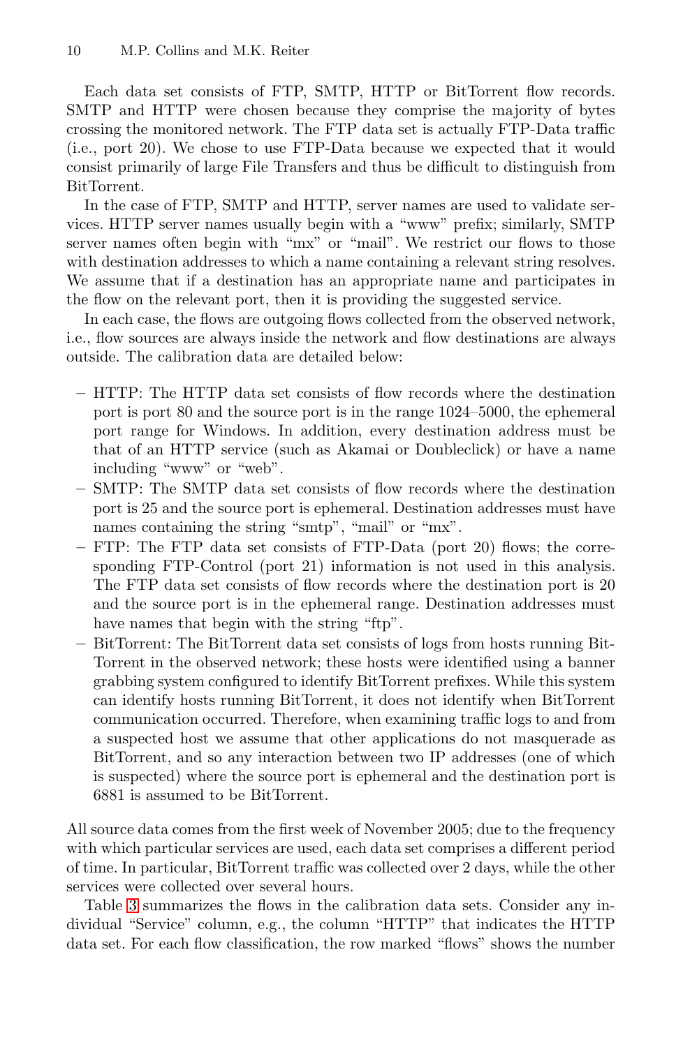Each data set consists of FTP, SMTP, HTTP or BitTorrent flow records. SMTP and HTTP were chosen because they comprise the majority of bytes crossing the monitored network. The FTP data set is actually FTP-Data traffic (i.e., port 20). We chose to use FTP-Data because we expected that it would consist primarily of large File Transfers and thus be difficult to distinguish from BitTorrent.

In the case of FTP, SMTP and HTTP, server names are used to validate services. HTTP server names usually begin with a "www" prefix; similarly, SMTP server names often begin with "mx" or "mail". We restrict our flows to those with destination addresses to which a name containing a relevant string resolves. We assume that if a destination has an appropriate name and participates in the flow on the relevant port, then it is providing the suggested service.

In each case, the flows are outgoing flows collected from the observed network, i.e., flow sources are always inside the network and flow destinations are always outside. The calibration data are detailed below:

- HTTP: The HTTP data set consists of flow records where the destination port is port 80 and the source port is in the range 1024–5000, the ephemeral port range for Windows. In addition, every destination address must be that of an HTTP service (such as Akamai or Doubleclick) or have a name including "www" or "web".
- SMTP: The SMTP data set consists of flow records where the destination port is 25 and the source port is ephemeral. Destination addresses must have names containing the string "smtp", "mail" or "mx".
- FTP: The FTP data set consists of FTP-Data (port 20) flows; the corresponding FTP-Control (port 21) information is not used in this analysis. The FTP data set consists of flow records where the destination port is 20 and the source port is in the ephemeral range. Destination addresses must have names that begin with the string "ftp".
- BitTorrent: The BitTorrent data set consists of logs from hosts running BitTorrent in the observed network; these hosts were identified using a banner grabbing system configured to identify BitTorrent prefixes. While this system can identify hosts running BitTorrent, it does not identify when BitTorrent communication occurred. Therefore, when examining traffic logs to and from a suspected host we assume that other applications do not masquerade as BitTorrent, and so any interaction between two IP addresses (one of which is suspected) where the source port is ephemeral and the destination port is 6881 is assumed to be BitTorrent.

All source data comes from the first week of November 2005; due to the frequency with which particular services are used, each data set comprises a different period of time. In particular, BitTorrent traffic was collected over 2 days, while the other services were collected over several hours.

Table 3 summarizes the flows in the calibration data sets. Consider any individual "Service" column, e.g., the column "HTTP" that indicates the HTTP data set. For each flow classification, the row marked "flows" shows the number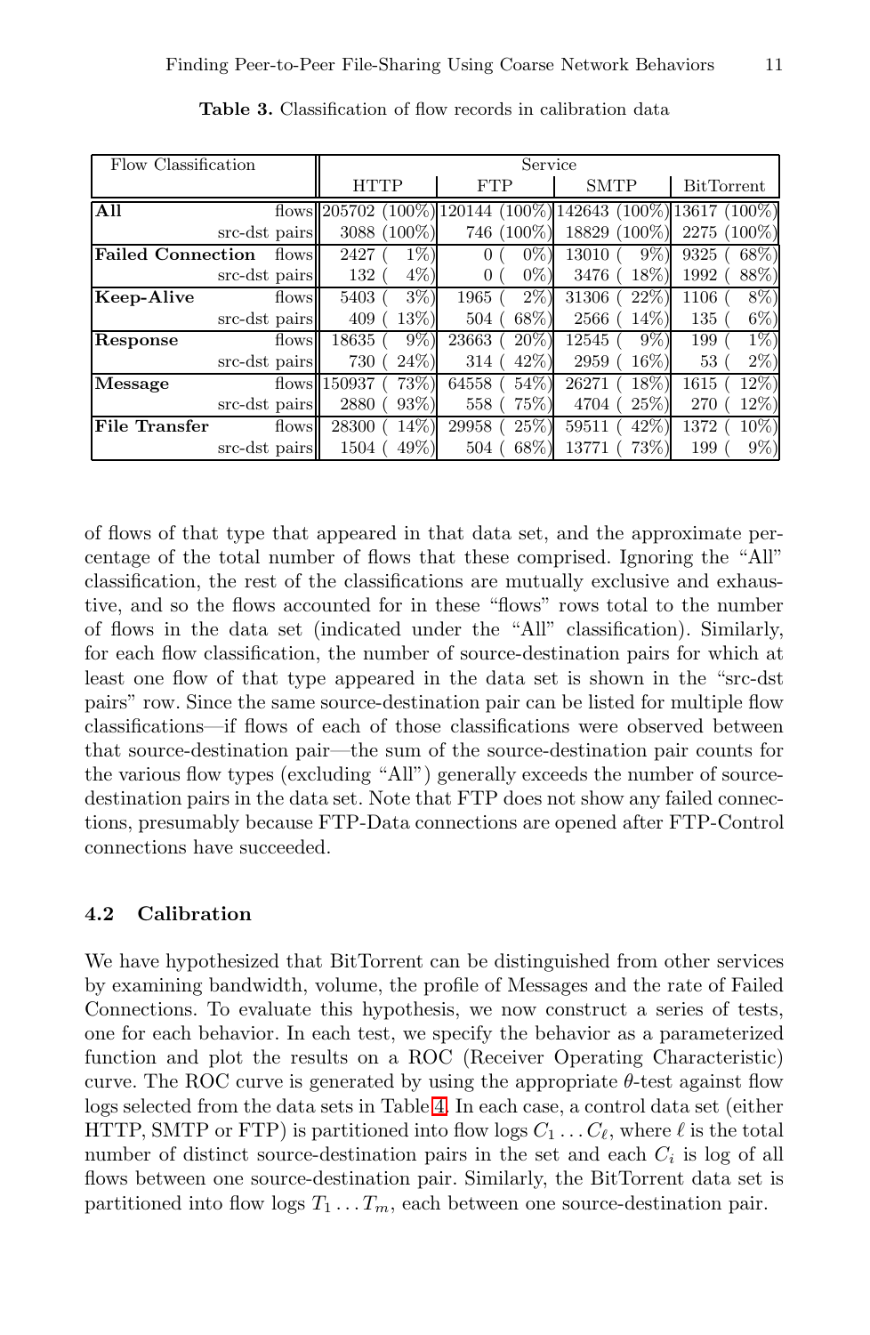**Table 3.** Classification of flow records in calibration data

| Flow Classification | | HTTP | FTP | SMTP | BitTorrent |
|---|---|---|---|---|---|
| **All** | flows | 205702 (100%) | 120144 (100%) | 142643 (100%) | 13617 (100%) |
| | src-dst pairs | 3088 (100%) | 746 (100%) | 18829 (100%) | 2275 (100%) |
| **Failed Connection** | flows | 2427 ( 1%) | 0 ( 0%) | 13010 ( 9%) | 9325 ( 68%) |
| | src-dst pairs | 132 ( 4%) | 0 ( 0%) | 3476 ( 18%) | 1992 ( 88%) |
| **Keep-Alive** | flows | 5403 ( 3%) | 1965 ( 2%) | 31306 ( 22%) | 1106 ( 8%) |
| | src-dst pairs | 409 ( 13%) | 504 ( 68%) | 2566 ( 14%) | 135 ( 6%) |
| **Response** | flows | 18635 ( 9%) | 23663 ( 20%) | 12545 ( 9%) | 199 ( 1%) |
| | src-dst pairs | 730 ( 24%) | 314 ( 42%) | 2959 ( 16%) | 53 ( 2%) |
| **Message** | flows | 150937 ( 73%) | 64558 ( 54%) | 26271 ( 18%) | 1615 ( 12%) |
| | src-dst pairs | 2880 ( 93%) | 558 ( 75%) | 4704 ( 25%) | 270 ( 12%) |
| **File Transfer** | flows | 28300 ( 14%) | 29958 ( 25%) | 59511 ( 42%) | 1372 ( 10%) |
| | src-dst pairs | 1504 ( 49%) | 504 ( 68%) | 13771 ( 73%) | 199 ( 9%) |

of flows of that type that appeared in that data set, and the approximate percentage of the total number of flows that these comprised. Ignoring the "All" classification, the rest of the classifications are mutually exclusive and exhaustive, and so the flows accounted for in these "flows" rows total to the number of flows in the data set (indicated under the "All" classification). Similarly, for each flow classification, the number of source-destination pairs for which at least one flow of that type appeared in the data set is shown in the "src-dst pairs" row. Since the same source-destination pair can be listed for multiple flow classifications—if flows of each of those classifications were observed between that source-destination pair—the sum of the source-destination pair counts for the various flow types (excluding "All") generally exceeds the number of source-destination pairs in the data set. Note that FTP does not show any failed connections, presumably because FTP-Data connections are opened after FTP-Control connections have succeeded.

### 4.2 Calibration

We have hypothesized that BitTorrent can be distinguished from other services by examining bandwidth, volume, the profile of Messages and the rate of Failed Connections. To evaluate this hypothesis, we now construct a series of tests, one for each behavior. In each test, we specify the behavior as a parameterized function and plot the results on a ROC (Receiver Operating Characteristic) curve. The ROC curve is generated by using the appropriate $\theta$-test against flow logs selected from the data sets in Table 4. In each case, a control data set (either HTTP, SMTP or FTP) is partitioned into flow logs $C_1 \ldots C_\ell$, where $\ell$ is the total number of distinct source-destination pairs in the set and each $C_i$ is log of all flows between one source-destination pair. Similarly, the BitTorrent data set is partitioned into flow logs $T_1 \ldots T_m$, each between one source-destination pair.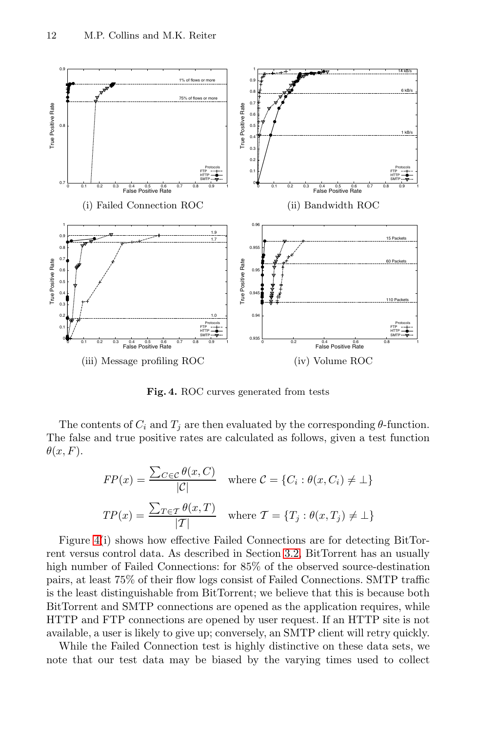(i) Failed Connection ROC

(ii) Bandwidth ROC

(iii) Message profiling ROC

(iv) Volume ROC

**Fig. 4.** ROC curves generated from tests

The contents of $C_i$ and $T_j$ are then evaluated by the corresponding $\theta$-function. The false and true positive rates are calculated as follows, given a test function $\theta(x, F)$.

$$FP(x) = \frac{\sum_{C \in \mathcal{C}} \theta(x, C)}{|\mathcal{C}|} \quad \text{where } \mathcal{C} = \{C_i : \theta(x, C_i) \neq \perp\}$$

$$TP(x) = \frac{\sum_{T \in \mathcal{T}} \theta(x, T)}{|\mathcal{T}|} \quad \text{where } \mathcal{T} = \{T_j : \theta(x, T_j) \neq \perp\}$$

Figure 4(i) shows how effective Failed Connections are for detecting BitTorrent versus control data. As described in Section 3.2, BitTorrent has an usually high number of Failed Connections: for 85% of the observed source-destination pairs, at least 75% of their flow logs consist of Failed Connections. SMTP traffic is the least distinguishable from BitTorrent; we believe that this is because both BitTorrent and SMTP connections are opened as the application requires, while HTTP and FTP connections are opened by user request. If an HTTP site is not available, a user is likely to give up; conversely, an SMTP client will retry quickly.

While the Failed Connection test is highly distinctive on these data sets, we note that our test data may be biased by the varying times used to collect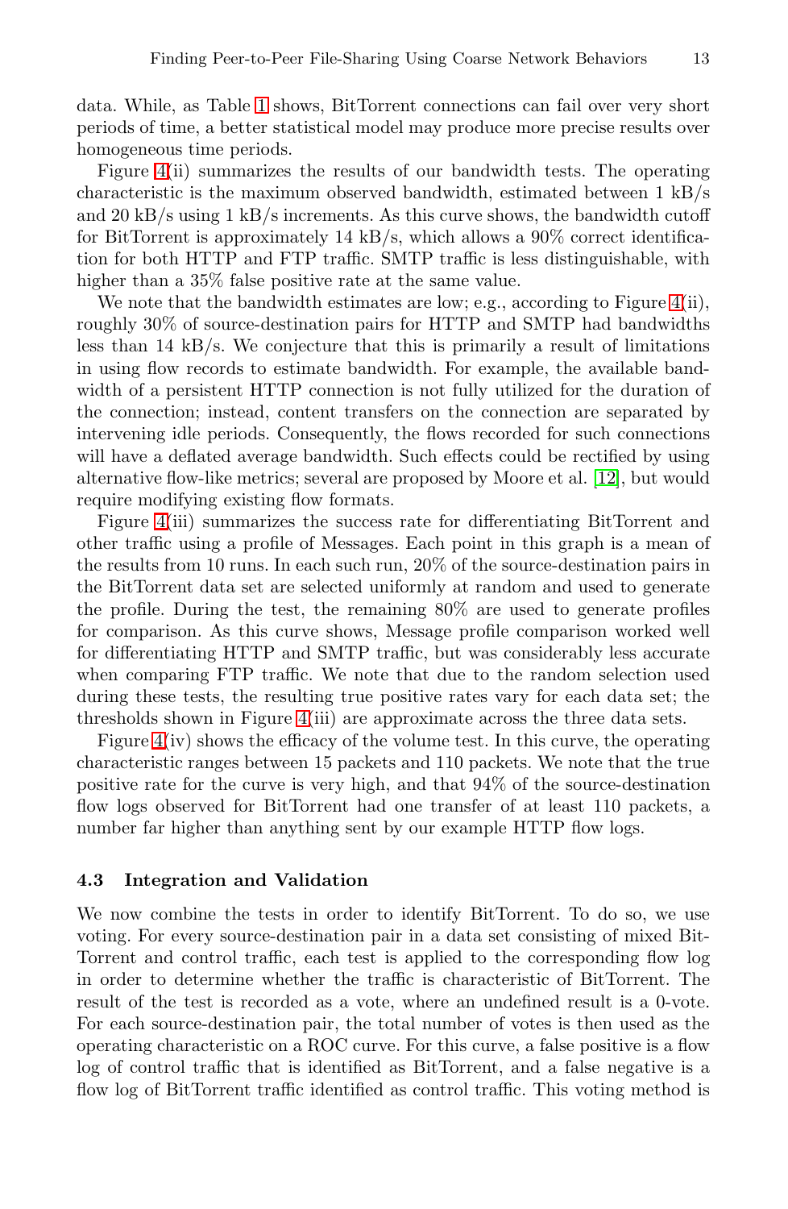data. While, as Table 1 shows, BitTorrent connections can fail over very short periods of time, a better statistical model may produce more precise results over homogeneous time periods.

Figure 4(ii) summarizes the results of our bandwidth tests. The operating characteristic is the maximum observed bandwidth, estimated between 1 kB/s and 20 kB/s using 1 kB/s increments. As this curve shows, the bandwidth cutoff for BitTorrent is approximately 14 kB/s, which allows a 90% correct identification for both HTTP and FTP traffic. SMTP traffic is less distinguishable, with higher than a 35% false positive rate at the same value.

We note that the bandwidth estimates are low; e.g., according to Figure 4(ii), roughly 30% of source-destination pairs for HTTP and SMTP had bandwidths less than 14 kB/s. We conjecture that this is primarily a result of limitations in using flow records to estimate bandwidth. For example, the available bandwidth of a persistent HTTP connection is not fully utilized for the duration of the connection; instead, content transfers on the connection are separated by intervening idle periods. Consequently, the flows recorded for such connections will have a deflated average bandwidth. Such effects could be rectified by using alternative flow-like metrics; several are proposed by Moore et al. [12], but would require modifying existing flow formats.

Figure 4(iii) summarizes the success rate for differentiating BitTorrent and other traffic using a profile of Messages. Each point in this graph is a mean of the results from 10 runs. In each such run, 20% of the source-destination pairs in the BitTorrent data set are selected uniformly at random and used to generate the profile. During the test, the remaining 80% are used to generate profiles for comparison. As this curve shows, Message profile comparison worked well for differentiating HTTP and SMTP traffic, but was considerably less accurate when comparing FTP traffic. We note that due to the random selection used during these tests, the resulting true positive rates vary for each data set; the thresholds shown in Figure 4(iii) are approximate across the three data sets.

Figure 4(iv) shows the efficacy of the volume test. In this curve, the operating characteristic ranges between 15 packets and 110 packets. We note that the true positive rate for the curve is very high, and that 94% of the source-destination flow logs observed for BitTorrent had one transfer of at least 110 packets, a number far higher than anything sent by our example HTTP flow logs.

### 4.3 Integration and Validation

We now combine the tests in order to identify BitTorrent. To do so, we use voting. For every source-destination pair in a data set consisting of mixed BitTorrent and control traffic, each test is applied to the corresponding flow log in order to determine whether the traffic is characteristic of BitTorrent. The result of the test is recorded as a vote, where an undefined result is a 0-vote. For each source-destination pair, the total number of votes is then used as the operating characteristic on a ROC curve. For this curve, a false positive is a flow log of control traffic that is identified as BitTorrent, and a false negative is a flow log of BitTorrent traffic identified as control traffic. This voting method is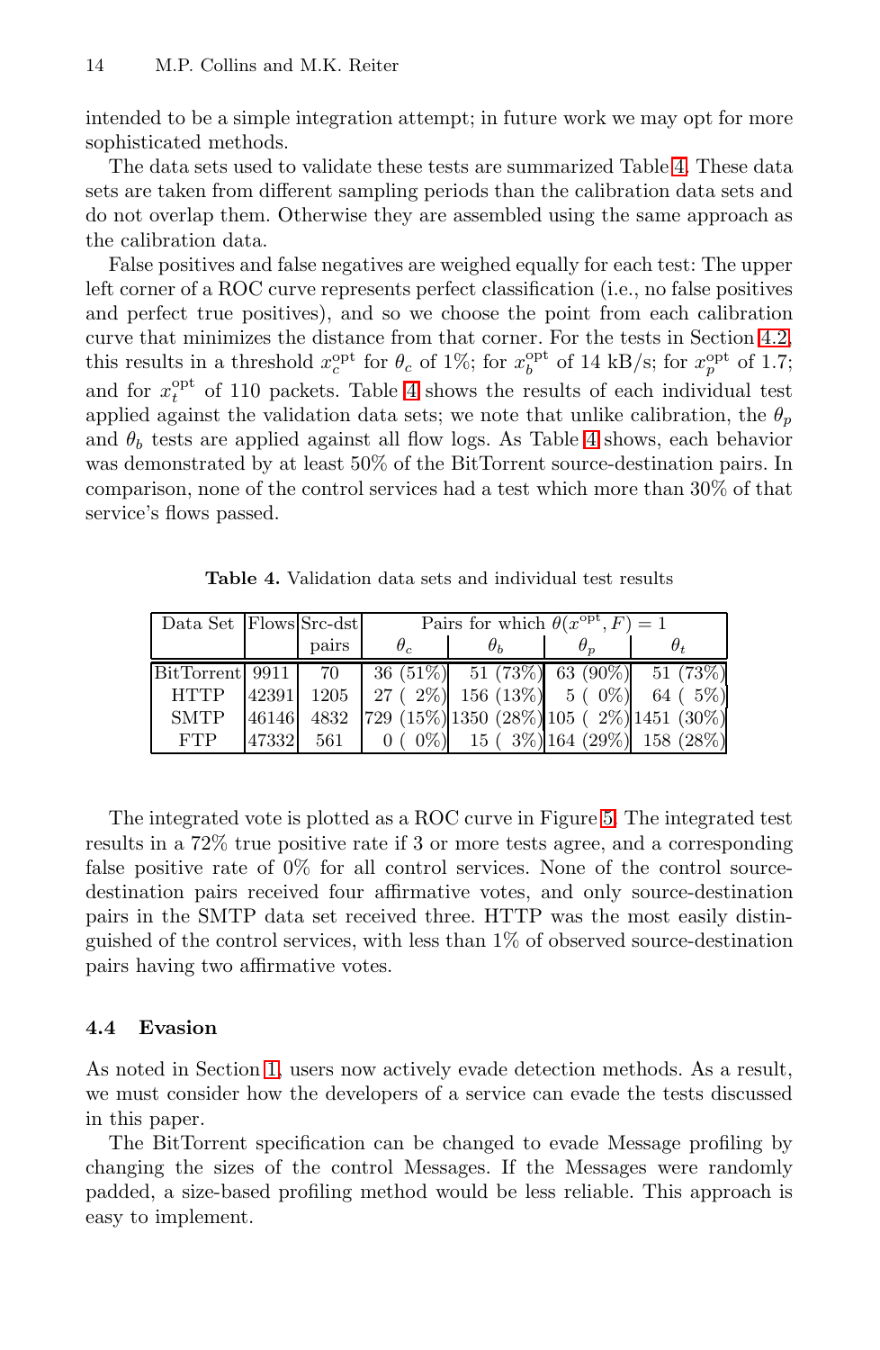intended to be a simple integration attempt; in future work we may opt for more sophisticated methods.

The data sets used to validate these tests are summarized Table 4. These data sets are taken from different sampling periods than the calibration data sets and do not overlap them. Otherwise they are assembled using the same approach as the calibration data.

False positives and false negatives are weighed equally for each test: The upper left corner of a ROC curve represents perfect classification (i.e., no false positives and perfect true positives), and so we choose the point from each calibration curve that minimizes the distance from that corner. For the tests in Section 4.2, this results in a threshold $x_c^{\mathrm{opt}}$ for $\theta_c$ of 1%; for $x_b^{\mathrm{opt}}$ of 14 kB/s; for $x_p^{\mathrm{opt}}$ of 1.7; and for $x_t^{\mathrm{opt}}$ of 110 packets. Table 4 shows the results of each individual test applied against the validation data sets; we note that unlike calibration, the $\theta_p$ and $\theta_b$ tests are applied against all flow logs. As Table 4 shows, each behavior was demonstrated by at least 50% of the BitTorrent source-destination pairs. In comparison, none of the control services had a test which more than 30% of that service's flows passed.

**Table 4.** Validation data sets and individual test results

| Data Set | Flows | Src-dst pairs | Pairs for which $\theta(x^{\mathrm{opt}}, F) = 1$ | | | |
|---|---|---|---|---|---|---|
| | | | $\theta_c$ | $\theta_b$ | $\theta_p$ | $\theta_t$ |
| BitTorrent | 9911 | 70 | 36 (51%) | 51 (73%) | 63 (90%) | 51 (73%) |
| HTTP | 42391 | 1205 | 27 ( 2%) | 156 (13%) | 5 ( 0%) | 64 ( 5%) |
| SMTP | 46146 | 4832 | 729 (15%) | 1350 (28%) | 105 ( 2%) | 1451 (30%) |
| FTP | 47332 | 561 | 0 ( 0%) | 15 ( 3%) | 164 (29%) | 158 (28%) |

The integrated vote is plotted as a ROC curve in Figure 5. The integrated test results in a 72% true positive rate if 3 or more tests agree, and a corresponding false positive rate of 0% for all control services. None of the control source-destination pairs received four affirmative votes, and only source-destination pairs in the SMTP data set received three. HTTP was the most easily distinguished of the control services, with less than 1% of observed source-destination pairs having two affirmative votes.

### 4.4 Evasion

As noted in Section 1, users now actively evade detection methods. As a result, we must consider how the developers of a service can evade the tests discussed in this paper.

The BitTorrent specification can be changed to evade Message profiling by changing the sizes of the control Messages. If the Messages were randomly padded, a size-based profiling method would be less reliable. This approach is easy to implement.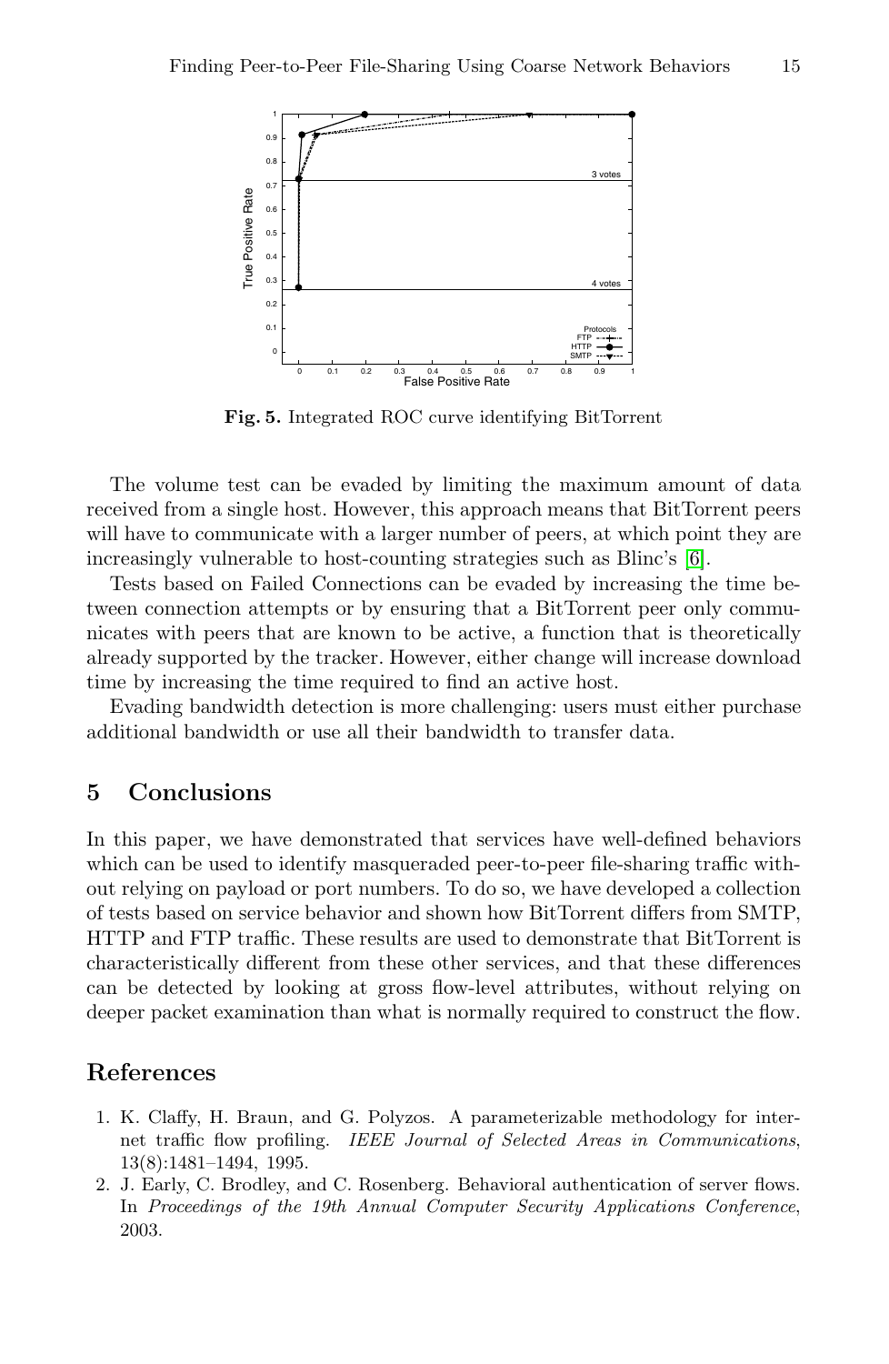**Fig. 5.** Integrated ROC curve identifying BitTorrent

The volume test can be evaded by limiting the maximum amount of data received from a single host. However, this approach means that BitTorrent peers will have to communicate with a larger number of peers, at which point they are increasingly vulnerable to host-counting strategies such as Blinc's [6].

Tests based on Failed Connections can be evaded by increasing the time between connection attempts or by ensuring that a BitTorrent peer only communicates with peers that are known to be active, a function that is theoretically already supported by the tracker. However, either change will increase download time by increasing the time required to find an active host.

Evading bandwidth detection is more challenging: users must either purchase additional bandwidth or use all their bandwidth to transfer data.

## 5 Conclusions

In this paper, we have demonstrated that services have well-defined behaviors which can be used to identify masqueraded peer-to-peer file-sharing traffic without relying on payload or port numbers. To do so, we have developed a collection of tests based on service behavior and shown how BitTorrent differs from SMTP, HTTP and FTP traffic. These results are used to demonstrate that BitTorrent is characteristically different from these other services, and that these differences can be detected by looking at gross flow-level attributes, without relying on deeper packet examination than what is normally required to construct the flow.

## References

1. K. Claffy, H. Braun, and G. Polyzos. A parameterizable methodology for internet traffic flow profiling. *IEEE Journal of Selected Areas in Communications*, 13(8):1481–1494, 1995.
2. J. Early, C. Brodley, and C. Rosenberg. Behavioral authentication of server flows. In *Proceedings of the 19th Annual Computer Security Applications Conference*, 2003.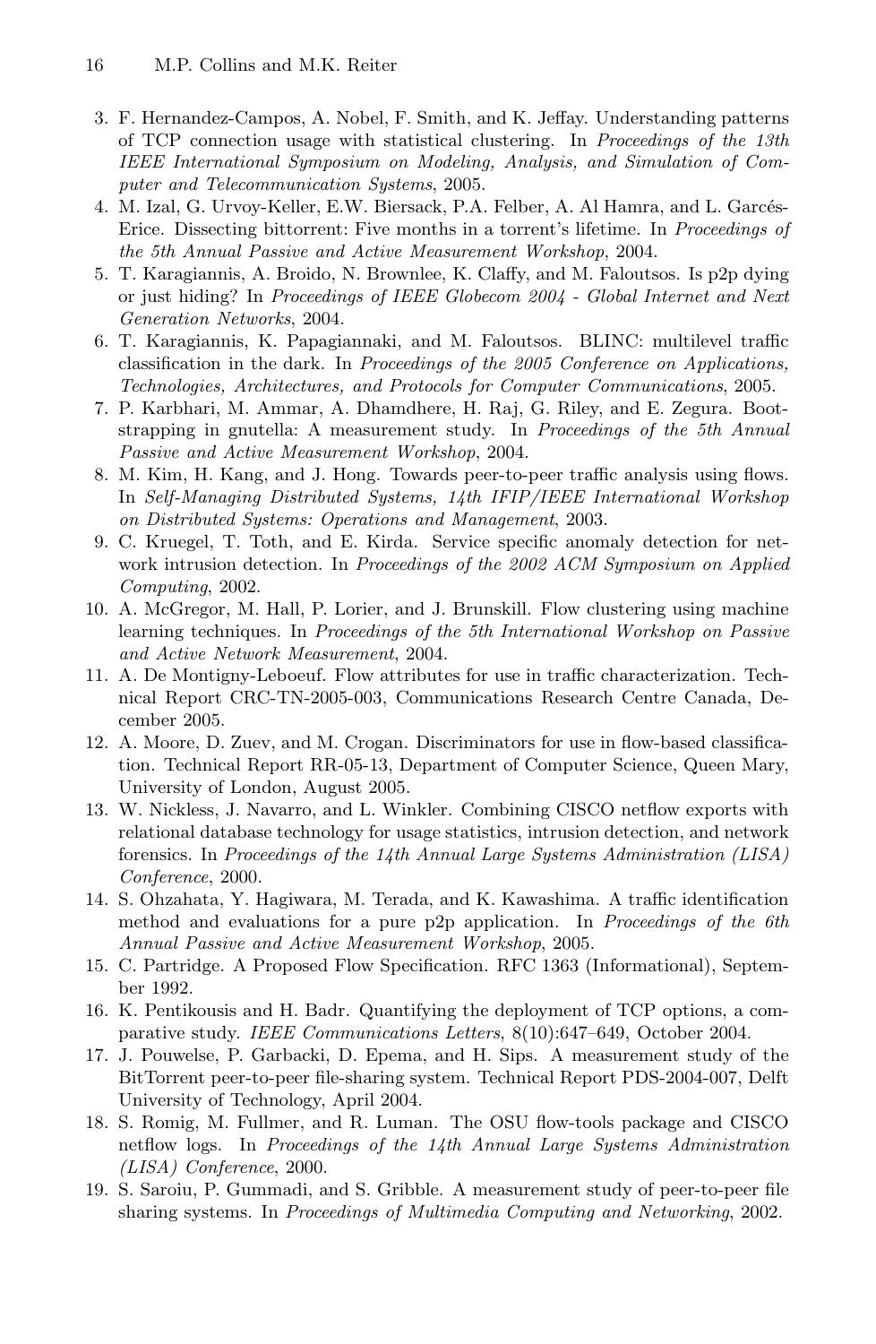3. F. Hernandez-Campos, A. Nobel, F. Smith, and K. Jeffay. Understanding patterns of TCP connection usage with statistical clustering. In *Proceedings of the 13th IEEE International Symposium on Modeling, Analysis, and Simulation of Computer and Telecommunication Systems*, 2005.
4. M. Izal, G. Urvoy-Keller, E.W. Biersack, P.A. Felber, A. Al Hamra, and L. Garcés-Erice. Dissecting bittorrent: Five months in a torrent's lifetime. In *Proceedings of the 5th Annual Passive and Active Measurement Workshop*, 2004.
5. T. Karagiannis, A. Broido, N. Brownlee, K. Claffy, and M. Faloutsos. Is p2p dying or just hiding? In *Proceedings of IEEE Globecom 2004 - Global Internet and Next Generation Networks*, 2004.
6. T. Karagiannis, K. Papagiannaki, and M. Faloutsos. BLINC: multilevel traffic classification in the dark. In *Proceedings of the 2005 Conference on Applications, Technologies, Architectures, and Protocols for Computer Communications*, 2005.
7. P. Karbhari, M. Ammar, A. Dhamdhere, H. Raj, G. Riley, and E. Zegura. Bootstrapping in gnutella: A measurement study. In *Proceedings of the 5th Annual Passive and Active Measurement Workshop*, 2004.
8. M. Kim, H. Kang, and J. Hong. Towards peer-to-peer traffic analysis using flows. In *Self-Managing Distributed Systems, 14th IFIP/IEEE International Workshop on Distributed Systems: Operations and Management*, 2003.
9. C. Kruegel, T. Toth, and E. Kirda. Service specific anomaly detection for network intrusion detection. In *Proceedings of the 2002 ACM Symposium on Applied Computing*, 2002.
10. A. McGregor, M. Hall, P. Lorier, and J. Brunskill. Flow clustering using machine learning techniques. In *Proceedings of the 5th International Workshop on Passive and Active Network Measurement*, 2004.
11. A. De Montigny-Leboeuf. Flow attributes for use in traffic characterization. Technical Report CRC-TN-2005-003, Communications Research Centre Canada, December 2005.
12. A. Moore, D. Zuev, and M. Crogan. Discriminators for use in flow-based classification. Technical Report RR-05-13, Department of Computer Science, Queen Mary, University of London, August 2005.
13. W. Nickless, J. Navarro, and L. Winkler. Combining CISCO netflow exports with relational database technology for usage statistics, intrusion detection, and network forensics. In *Proceedings of the 14th Annual Large Systems Administration (LISA) Conference*, 2000.
14. S. Ohzahata, Y. Hagiwara, M. Terada, and K. Kawashima. A traffic identification method and evaluations for a pure p2p application. In *Proceedings of the 6th Annual Passive and Active Measurement Workshop*, 2005.
15. C. Partridge. A Proposed Flow Specification. RFC 1363 (Informational), September 1992.
16. K. Pentikousis and H. Badr. Quantifying the deployment of TCP options, a comparative study. *IEEE Communications Letters*, 8(10):647–649, October 2004.
17. J. Pouwelse, P. Garbacki, D. Epema, and H. Sips. A measurement study of the BitTorrent peer-to-peer file-sharing system. Technical Report PDS-2004-007, Delft University of Technology, April 2004.
18. S. Romig, M. Fullmer, and R. Luman. The OSU flow-tools package and CISCO netflow logs. In *Proceedings of the 14th Annual Large Systems Administration (LISA) Conference*, 2000.
19. S. Saroiu, P. Gummadi, and S. Gribble. A measurement study of peer-to-peer file sharing systems. In *Proceedings of Multimedia Computing and Networking*, 2002.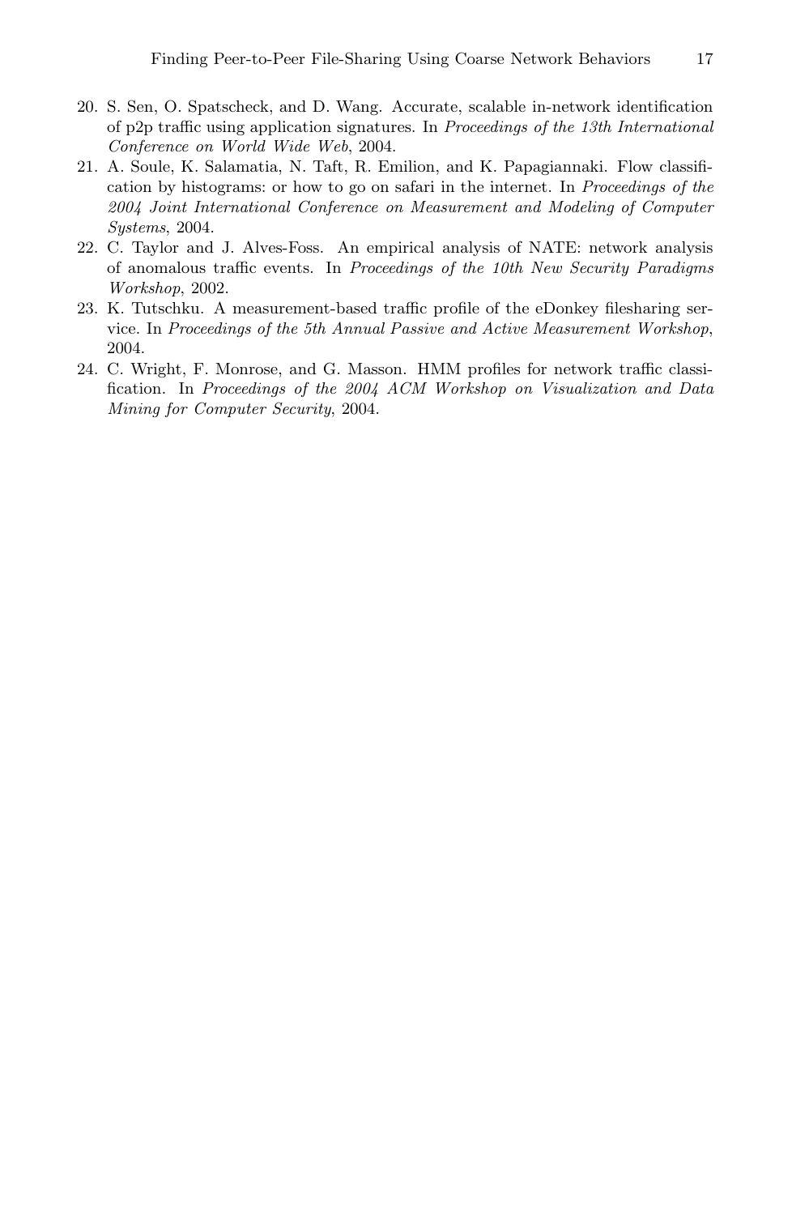20. S. Sen, O. Spatscheck, and D. Wang. Accurate, scalable in-network identification of p2p traffic using application signatures. In *Proceedings of the 13th International Conference on World Wide Web*, 2004.
21. A. Soule, K. Salamatia, N. Taft, R. Emilion, and K. Papagiannaki. Flow classification by histograms: or how to go on safari in the internet. In *Proceedings of the 2004 Joint International Conference on Measurement and Modeling of Computer Systems*, 2004.
22. C. Taylor and J. Alves-Foss. An empirical analysis of NATE: network analysis of anomalous traffic events. In *Proceedings of the 10th New Security Paradigms Workshop*, 2002.
23. K. Tutschku. A measurement-based traffic profile of the eDonkey filesharing service. In *Proceedings of the 5th Annual Passive and Active Measurement Workshop*, 2004.
24. C. Wright, F. Monrose, and G. Masson. HMM profiles for network traffic classification. In *Proceedings of the 2004 ACM Workshop on Visualization and Data Mining for Computer Security*, 2004.